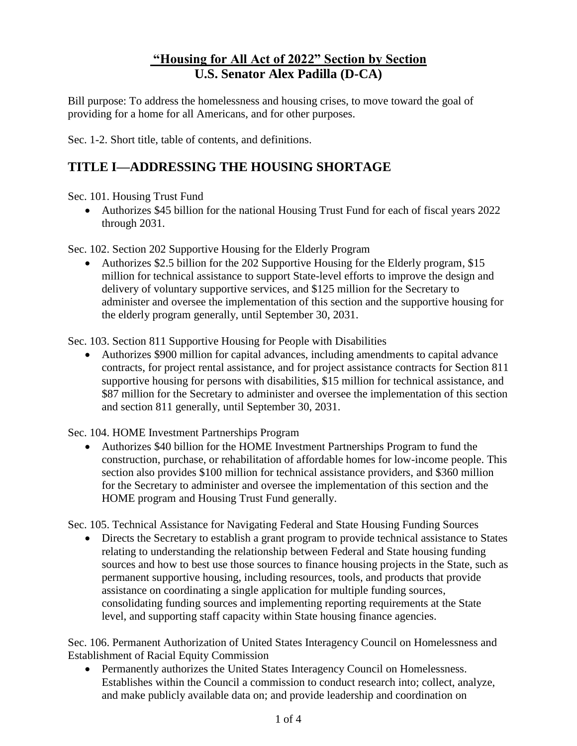# "Housing for All Act of 2022" Section by Section

## U.S. Senator Alex Padilla (D-CA)

Bill purpose: To address the homelessness and housing crises, to move toward the goal of providing for a home for all Americans, and for other purposes.

Sec. 1-2. Short title, table of contents, and definitions.

## TITLE I—ADDRESSING THE HOUSING SHORTAGE

Sec. 101. Housing Trust Fund

- Authorizes $45 billion for the national Housing Trust Fund for each of fiscal years 2022 through 2031.

Sec. 102. Section 202 Supportive Housing for the Elderly Program

- Authorizes $2.5 billion for the 202 Supportive Housing for the Elderly program, $15 million for technical assistance to support State-level efforts to improve the design and delivery of voluntary supportive services, and $125 million for the Secretary to administer and oversee the implementation of this section and the supportive housing for the elderly program generally, until September 30, 2031.

Sec. 103. Section 811 Supportive Housing for People with Disabilities

- Authorizes $900 million for capital advances, including amendments to capital advance contracts, for project rental assistance, and for project assistance contracts for Section 811 supportive housing for persons with disabilities, $15 million for technical assistance, and $87 million for the Secretary to administer and oversee the implementation of this section and section 811 generally, until September 30, 2031.

Sec. 104. HOME Investment Partnerships Program

- Authorizes $40 billion for the HOME Investment Partnerships Program to fund the construction, purchase, or rehabilitation of affordable homes for low-income people. This section also provides $100 million for technical assistance providers, and $360 million for the Secretary to administer and oversee the implementation of this section and the HOME program and Housing Trust Fund generally.

Sec. 105. Technical Assistance for Navigating Federal and State Housing Funding Sources

- Directs the Secretary to establish a grant program to provide technical assistance to States relating to understanding the relationship between Federal and State housing funding sources and how to best use those sources to finance housing projects in the State, such as permanent supportive housing, including resources, tools, and products that provide assistance on coordinating a single application for multiple funding sources, consolidating funding sources and implementing reporting requirements at the State level, and supporting staff capacity within State housing finance agencies.

Sec. 106. Permanent Authorization of United States Interagency Council on Homelessness and Establishment of Racial Equity Commission

- Permanently authorizes the United States Interagency Council on Homelessness. Establishes within the Council a commission to conduct research into; collect, analyze, and make publicly available data on; and provide leadership and coordination on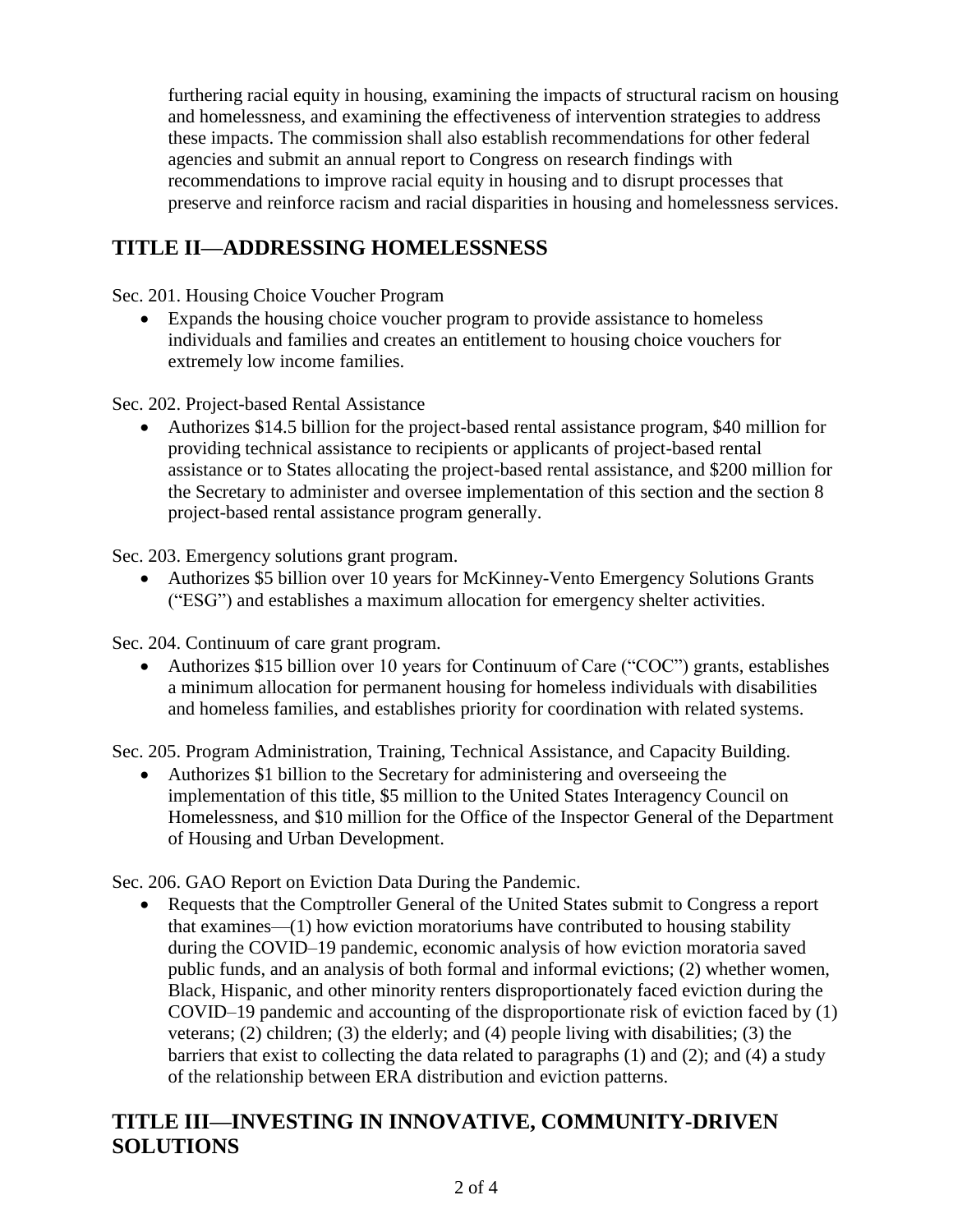furthering racial equity in housing, examining the impacts of structural racism on housing and homelessness, and examining the effectiveness of intervention strategies to address these impacts. The commission shall also establish recommendations for other federal agencies and submit an annual report to Congress on research findings with recommendations to improve racial equity in housing and to disrupt processes that preserve and reinforce racism and racial disparities in housing and homelessness services.

## TITLE II—ADDRESSING HOMELESSNESS

Sec. 201. Housing Choice Voucher Program

- Expands the housing choice voucher program to provide assistance to homeless individuals and families and creates an entitlement to housing choice vouchers for extremely low income families.

Sec. 202. Project-based Rental Assistance

- Authorizes $14.5 billion for the project-based rental assistance program, $40 million for providing technical assistance to recipients or applicants of project-based rental assistance or to States allocating the project-based rental assistance, and $200 million for the Secretary to administer and oversee implementation of this section and the section 8 project-based rental assistance program generally.

Sec. 203. Emergency solutions grant program.

- Authorizes $5 billion over 10 years for McKinney-Vento Emergency Solutions Grants ("ESG") and establishes a maximum allocation for emergency shelter activities.

Sec. 204. Continuum of care grant program.

- Authorizes $15 billion over 10 years for Continuum of Care ("COC") grants, establishes a minimum allocation for permanent housing for homeless individuals with disabilities and homeless families, and establishes priority for coordination with related systems.

Sec. 205. Program Administration, Training, Technical Assistance, and Capacity Building.

- Authorizes $1 billion to the Secretary for administering and overseeing the implementation of this title, $5 million to the United States Interagency Council on Homelessness, and $10 million for the Office of the Inspector General of the Department of Housing and Urban Development.

Sec. 206. GAO Report on Eviction Data During the Pandemic.

- Requests that the Comptroller General of the United States submit to Congress a report that examines—(1) how eviction moratoriums have contributed to housing stability during the COVID–19 pandemic, economic analysis of how eviction moratoria saved public funds, and an analysis of both formal and informal evictions; (2) whether women, Black, Hispanic, and other minority renters disproportionately faced eviction during the COVID–19 pandemic and accounting of the disproportionate risk of eviction faced by (1) veterans; (2) children; (3) the elderly; and (4) people living with disabilities; (3) the barriers that exist to collecting the data related to paragraphs (1) and (2); and (4) a study of the relationship between ERA distribution and eviction patterns.

## TITLE III—INVESTING IN INNOVATIVE, COMMUNITY-DRIVEN SOLUTIONS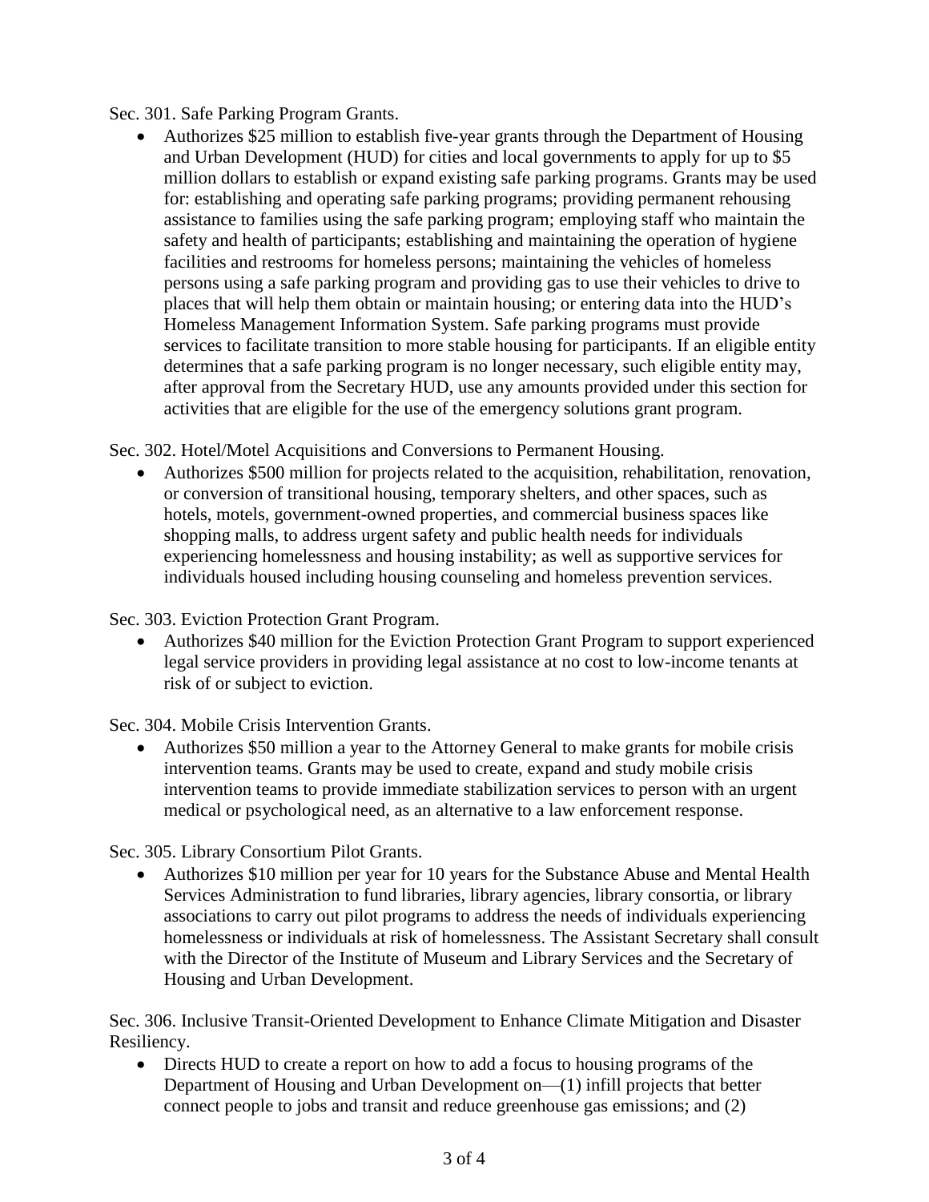Sec. 301. Safe Parking Program Grants.

- Authorizes $25 million to establish five-year grants through the Department of Housing and Urban Development (HUD) for cities and local governments to apply for up to $5 million dollars to establish or expand existing safe parking programs. Grants may be used for: establishing and operating safe parking programs; providing permanent rehousing assistance to families using the safe parking program; employing staff who maintain the safety and health of participants; establishing and maintaining the operation of hygiene facilities and restrooms for homeless persons; maintaining the vehicles of homeless persons using a safe parking program and providing gas to use their vehicles to drive to places that will help them obtain or maintain housing; or entering data into the HUD's Homeless Management Information System. Safe parking programs must provide services to facilitate transition to more stable housing for participants. If an eligible entity determines that a safe parking program is no longer necessary, such eligible entity may, after approval from the Secretary HUD, use any amounts provided under this section for activities that are eligible for the use of the emergency solutions grant program.

Sec. 302. Hotel/Motel Acquisitions and Conversions to Permanent Housing.

- Authorizes $500 million for projects related to the acquisition, rehabilitation, renovation, or conversion of transitional housing, temporary shelters, and other spaces, such as hotels, motels, government-owned properties, and commercial business spaces like shopping malls, to address urgent safety and public health needs for individuals experiencing homelessness and housing instability; as well as supportive services for individuals housed including housing counseling and homeless prevention services.

Sec. 303. Eviction Protection Grant Program.

- Authorizes $40 million for the Eviction Protection Grant Program to support experienced legal service providers in providing legal assistance at no cost to low-income tenants at risk of or subject to eviction.

Sec. 304. Mobile Crisis Intervention Grants.

- Authorizes $50 million a year to the Attorney General to make grants for mobile crisis intervention teams. Grants may be used to create, expand and study mobile crisis intervention teams to provide immediate stabilization services to person with an urgent medical or psychological need, as an alternative to a law enforcement response.

Sec. 305. Library Consortium Pilot Grants.

- Authorizes $10 million per year for 10 years for the Substance Abuse and Mental Health Services Administration to fund libraries, library agencies, library consortia, or library associations to carry out pilot programs to address the needs of individuals experiencing homelessness or individuals at risk of homelessness. The Assistant Secretary shall consult with the Director of the Institute of Museum and Library Services and the Secretary of Housing and Urban Development.

Sec. 306. Inclusive Transit-Oriented Development to Enhance Climate Mitigation and Disaster Resiliency.

- Directs HUD to create a report on how to add a focus to housing programs of the Department of Housing and Urban Development on—(1) infill projects that better connect people to jobs and transit and reduce greenhouse gas emissions; and (2)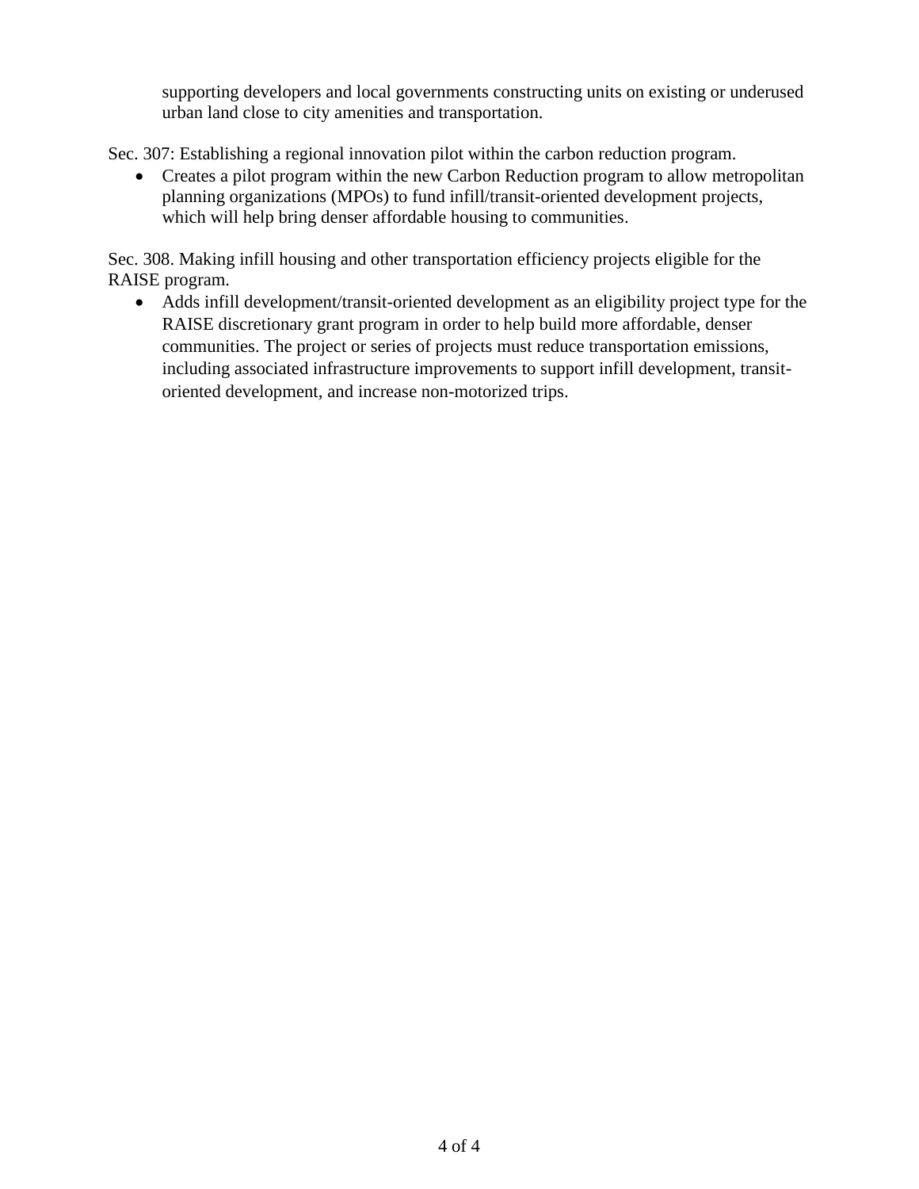supporting developers and local governments constructing units on existing or underused urban land close to city amenities and transportation.

Sec. 307: Establishing a regional innovation pilot within the carbon reduction program.

- Creates a pilot program within the new Carbon Reduction program to allow metropolitan planning organizations (MPOs) to fund infill/transit-oriented development projects, which will help bring denser affordable housing to communities.

Sec. 308. Making infill housing and other transportation efficiency projects eligible for the RAISE program.

- Adds infill development/transit-oriented development as an eligibility project type for the RAISE discretionary grant program in order to help build more affordable, denser communities. The project or series of projects must reduce transportation emissions, including associated infrastructure improvements to support infill development, transit-oriented development, and increase non-motorized trips.